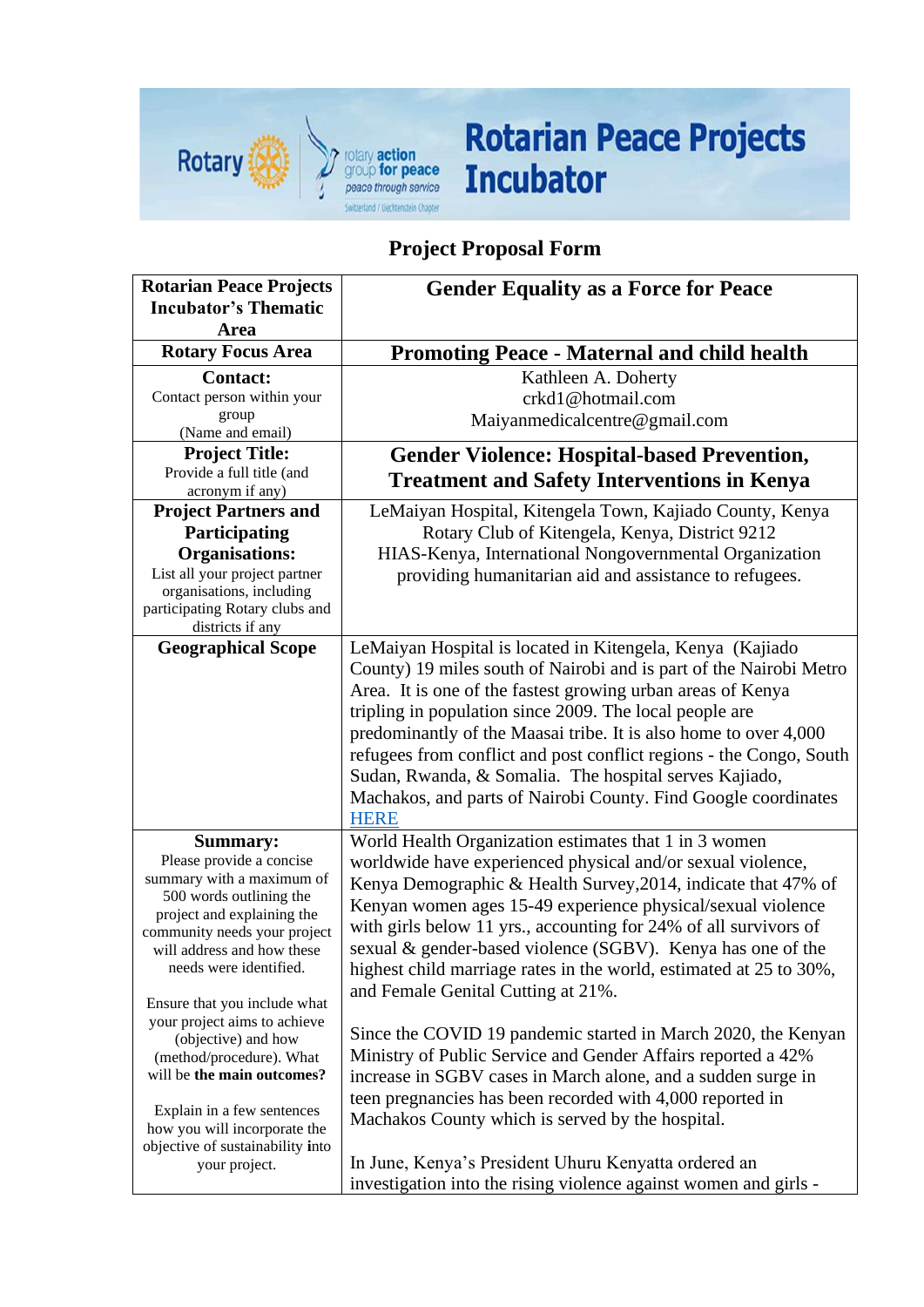# Rotarian Peace Projects Incubator

## Project Proposal Form

| Rotarian Peace Projects Incubator's Thematic Area | **Gender Equality as a Force for Peace** |
|---|---|
| **Rotary Focus Area** | **Promoting Peace - Maternal and child health** |
| **Contact:** Contact person within your group (Name and email) | Kathleen A. Doherty<br>crkd1@hotmail.com<br>Maiyanmedicalcentre@gmail.com |
| **Project Title:** Provide a full title (and acronym if any) | **Gender Violence: Hospital-based Prevention, Treatment and Safety Interventions in Kenya** |
| **Project Partners and Participating Organisations:** List all your project partner organisations, including participating Rotary clubs and districts if any | LeMaiyan Hospital, Kitengela Town, Kajiado County, Kenya<br>Rotary Club of Kitengela, Kenya, District 9212<br>HIAS-Kenya, International Nongovernmental Organization providing humanitarian aid and assistance to refugees. |
| **Geographical Scope** | LeMaiyan Hospital is located in Kitengela, Kenya (Kajiado County) 19 miles south of Nairobi and is part of the Nairobi Metro Area. It is one of the fastest growing urban areas of Kenya tripling in population since 2009. The local people are predominantly of the Maasai tribe. It is also home to over 4,000 refugees from conflict and post conflict regions - the Congo, South Sudan, Rwanda, & Somalia. The hospital serves Kajiado, Machakos, and parts of Nairobi County. Find Google coordinates HERE |
| **Summary:** Please provide a concise summary with a maximum of 500 words outlining the project and explaining the community needs your project will address and how these needs were identified.<br><br>Ensure that you include what your project aims to achieve (objective) and how (method/procedure). What will be **the main outcomes?**<br><br>Explain in a few sentences how you will incorporate the objective of sustainability **i**nto your project. | World Health Organization estimates that 1 in 3 women worldwide have experienced physical and/or sexual violence, Kenya Demographic & Health Survey,2014, indicate that 47% of Kenyan women ages 15-49 experience physical/sexual violence with girls below 11 yrs., accounting for 24% of all survivors of sexual & gender-based violence (SGBV). Kenya has one of the highest child marriage rates in the world, estimated at 25 to 30%, and Female Genital Cutting at 21%.<br><br>Since the COVID 19 pandemic started in March 2020, the Kenyan Ministry of Public Service and Gender Affairs reported a 42% increase in SGBV cases in March alone, and a sudden surge in teen pregnancies has been recorded with 4,000 reported in Machakos County which is served by the hospital.<br><br>In June, Kenya's President Uhuru Kenyatta ordered an investigation into the rising violence against women and girls - |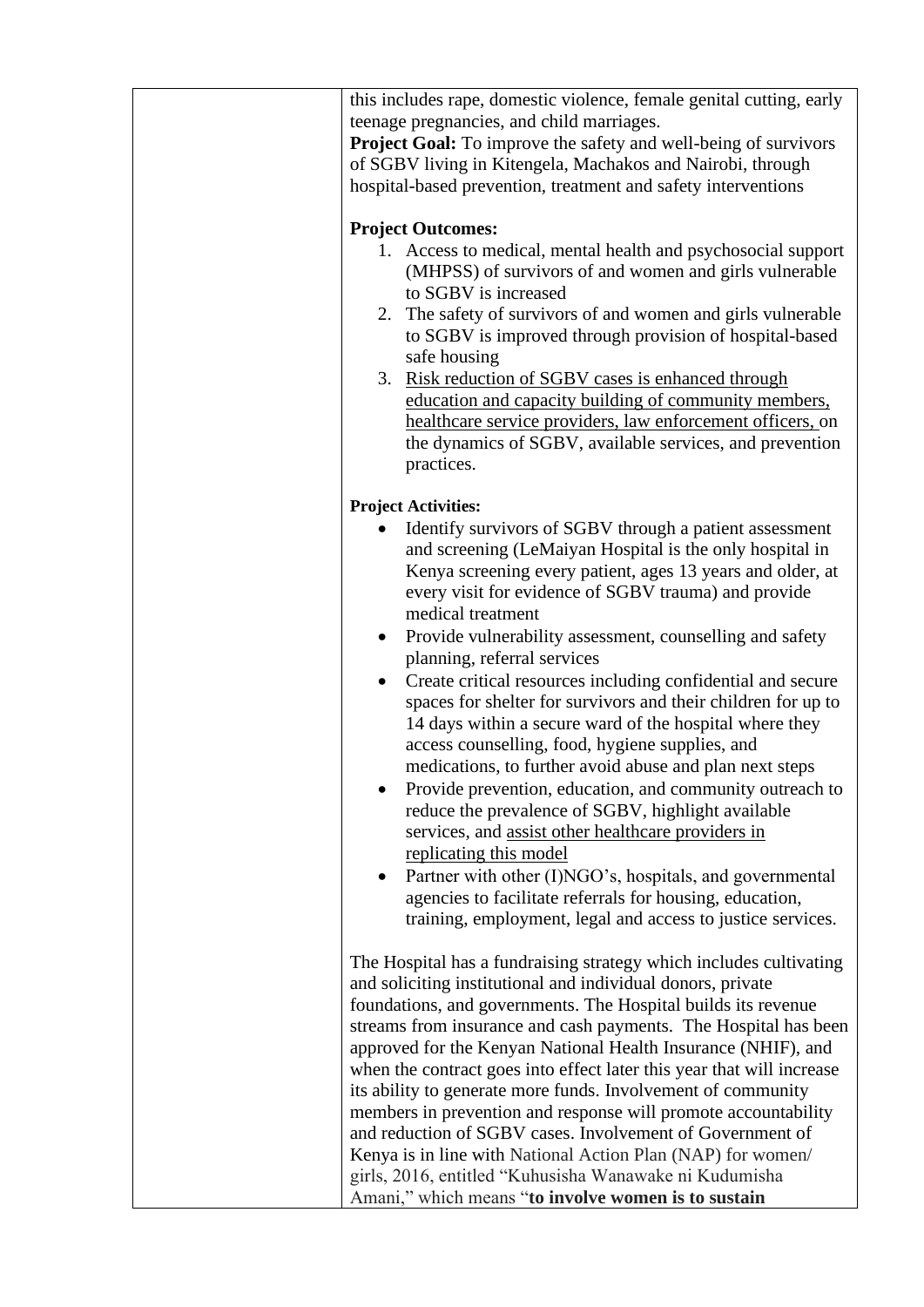| | this includes rape, domestic violence, female genital cutting, early teenage pregnancies, and child marriages.<br>**Project Goal:** To improve the safety and well-being of survivors of SGBV living in Kitengela, Machakos and Nairobi, through hospital-based prevention, treatment and safety interventions<br><br>**Project Outcomes:**<br>1. Access to medical, mental health and psychosocial support (MHPSS) of survivors of and women and girls vulnerable to SGBV is increased<br>2. The safety of survivors of and women and girls vulnerable to SGBV is improved through provision of hospital-based safe housing<br>3. <u>Risk reduction of SGBV cases is enhanced through education and capacity building of community members, healthcare service providers, law enforcement officers,</u> on the dynamics of SGBV, available services, and prevention practices.<br><br>**Project Activities:**<br>• Identify survivors of SGBV through a patient assessment and screening (LeMaiyan Hospital is the only hospital in Kenya screening every patient, ages 13 years and older, at every visit for evidence of SGBV trauma) and provide medical treatment<br>• Provide vulnerability assessment, counselling and safety planning, referral services<br>• Create critical resources including confidential and secure spaces for shelter for survivors and their children for up to 14 days within a secure ward of the hospital where they access counselling, food, hygiene supplies, and medications, to further avoid abuse and plan next steps<br>• Provide prevention, education, and community outreach to reduce the prevalence of SGBV, highlight available services, and <u>assist other healthcare providers in replicating this model</u><br>• Partner with other (I)NGO's, hospitals, and governmental agencies to facilitate referrals for housing, education, training, employment, legal and access to justice services.<br><br>The Hospital has a fundraising strategy which includes cultivating and soliciting institutional and individual donors, private foundations, and governments. The Hospital builds its revenue streams from insurance and cash payments. The Hospital has been approved for the Kenyan National Health Insurance (NHIF), and when the contract goes into effect later this year that will increase its ability to generate more funds. Involvement of community members in prevention and response will promote accountability and reduction of SGBV cases. Involvement of Government of Kenya is in line with National Action Plan (NAP) for women/ girls, 2016, entitled "Kuhusisha Wanawake ni Kudumisha Amani," which means "**to involve women is to sustain** |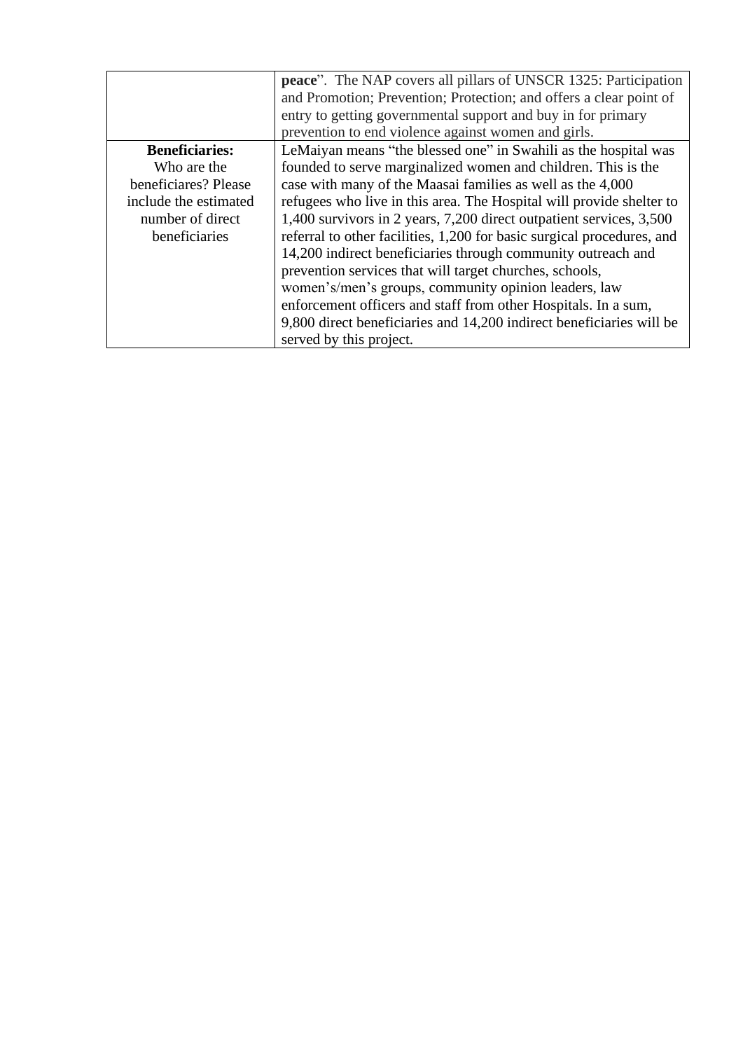| | |
|---|---|
| | **peace**". The NAP covers all pillars of UNSCR 1325: Participation and Promotion; Prevention; Protection; and offers a clear point of entry to getting governmental support and buy in for primary prevention to end violence against women and girls. |
| **Beneficiaries:** Who are the beneficiares? Please include the estimated number of direct beneficiaries | LeMaiyan means "the blessed one" in Swahili as the hospital was founded to serve marginalized women and children. This is the case with many of the Maasai families as well as the 4,000 refugees who live in this area. The Hospital will provide shelter to 1,400 survivors in 2 years, 7,200 direct outpatient services, 3,500 referral to other facilities, 1,200 for basic surgical procedures, and 14,200 indirect beneficiaries through community outreach and prevention services that will target churches, schools, women's/men's groups, community opinion leaders, law enforcement officers and staff from other Hospitals. In a sum, 9,800 direct beneficiaries and 14,200 indirect beneficiaries will be served by this project. |